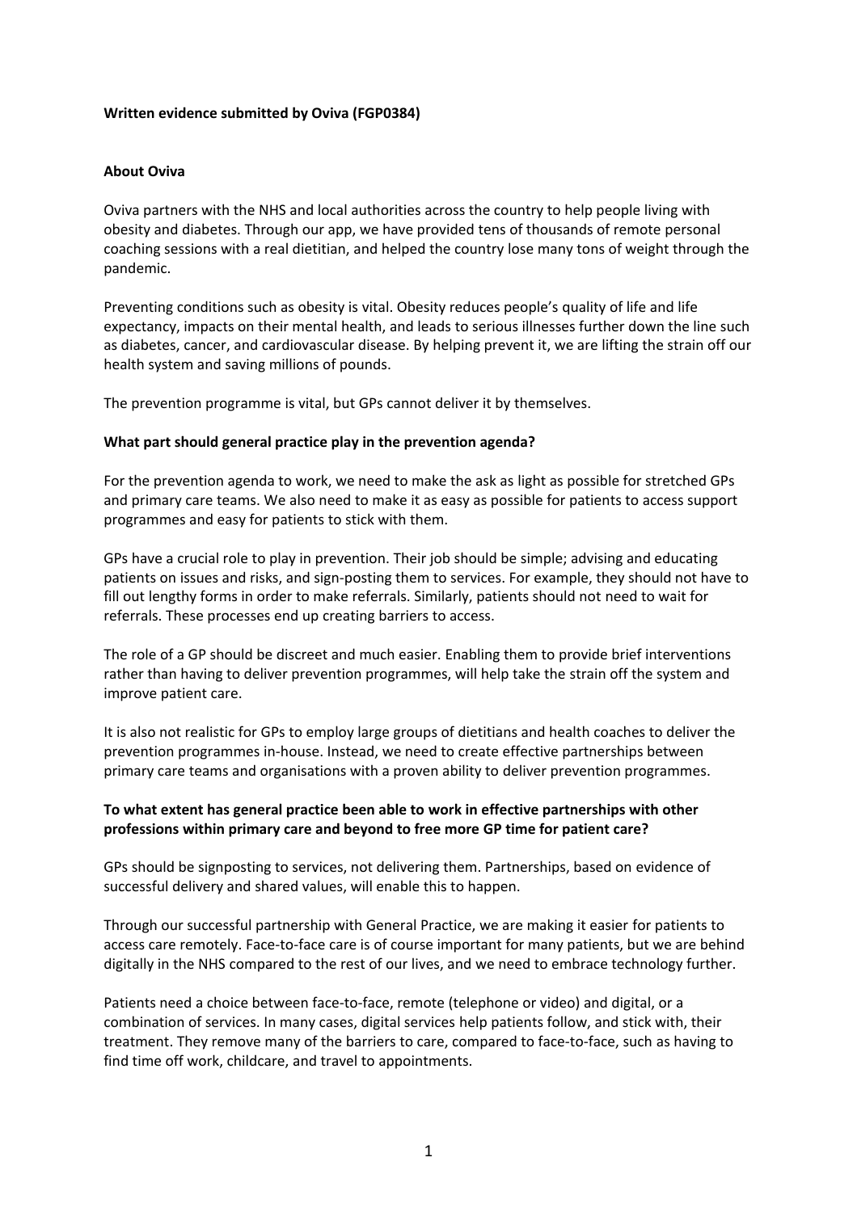**Written evidence submitted by Oviva (FGP0384)**

**About Oviva**

Oviva partners with the NHS and local authorities across the country to help people living with obesity and diabetes. Through our app, we have provided tens of thousands of remote personal coaching sessions with a real dietitian, and helped the country lose many tons of weight through the pandemic.

Preventing conditions such as obesity is vital. Obesity reduces people's quality of life and life expectancy, impacts on their mental health, and leads to serious illnesses further down the line such as diabetes, cancer, and cardiovascular disease. By helping prevent it, we are lifting the strain off our health system and saving millions of pounds.

The prevention programme is vital, but GPs cannot deliver it by themselves.

**What part should general practice play in the prevention agenda?**

For the prevention agenda to work, we need to make the ask as light as possible for stretched GPs and primary care teams. We also need to make it as easy as possible for patients to access support programmes and easy for patients to stick with them.

GPs have a crucial role to play in prevention. Their job should be simple; advising and educating patients on issues and risks, and sign-posting them to services. For example, they should not have to fill out lengthy forms in order to make referrals. Similarly, patients should not need to wait for referrals. These processes end up creating barriers to access.

The role of a GP should be discreet and much easier. Enabling them to provide brief interventions rather than having to deliver prevention programmes, will help take the strain off the system and improve patient care.

It is also not realistic for GPs to employ large groups of dietitians and health coaches to deliver the prevention programmes in-house. Instead, we need to create effective partnerships between primary care teams and organisations with a proven ability to deliver prevention programmes.

**To what extent has general practice been able to work in effective partnerships with other professions within primary care and beyond to free more GP time for patient care?**

GPs should be signposting to services, not delivering them. Partnerships, based on evidence of successful delivery and shared values, will enable this to happen.

Through our successful partnership with General Practice, we are making it easier for patients to access care remotely. Face-to-face care is of course important for many patients, but we are behind digitally in the NHS compared to the rest of our lives, and we need to embrace technology further.

Patients need a choice between face-to-face, remote (telephone or video) and digital, or a combination of services. In many cases, digital services help patients follow, and stick with, their treatment. They remove many of the barriers to care, compared to face-to-face, such as having to find time off work, childcare, and travel to appointments.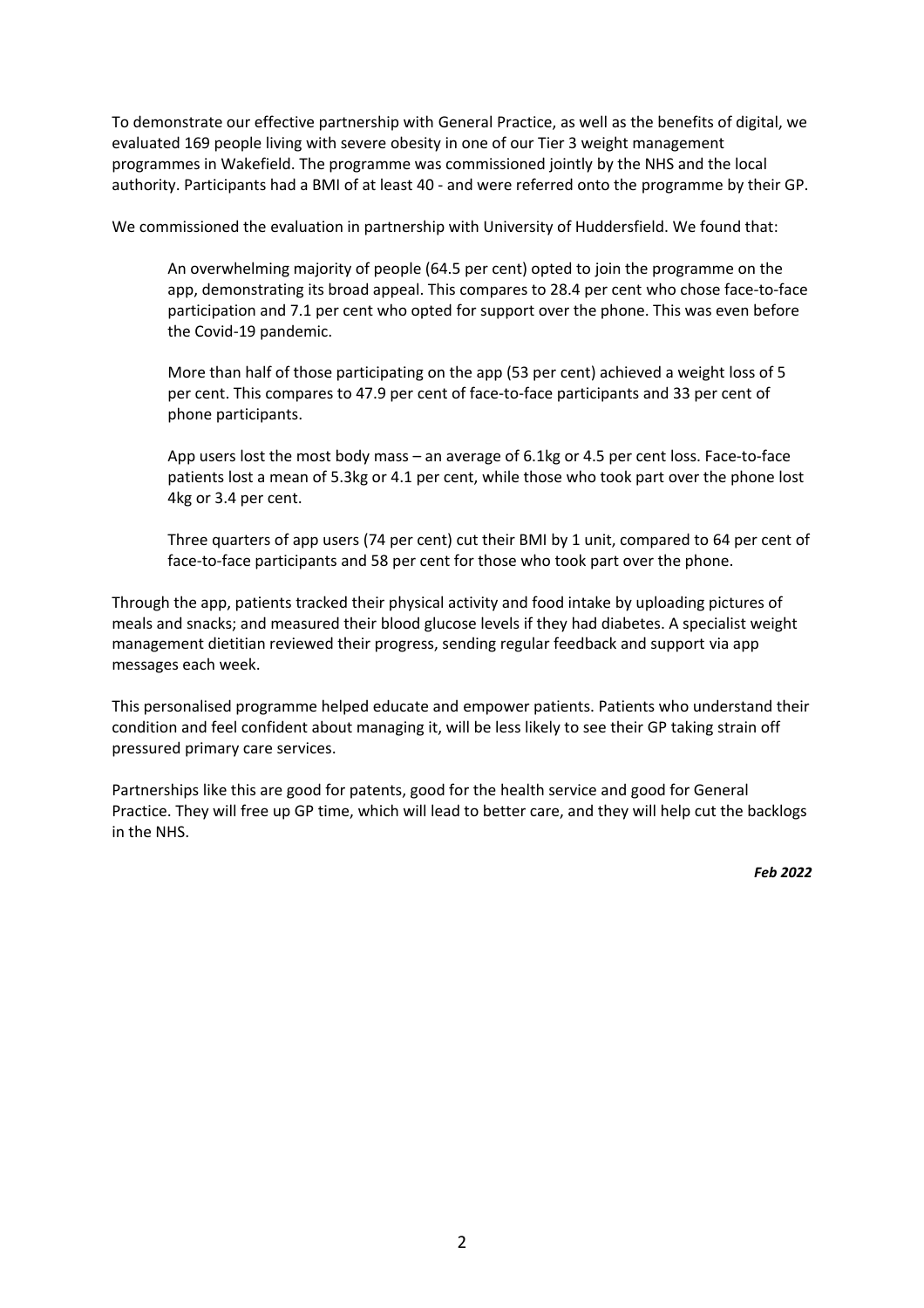To demonstrate our effective partnership with General Practice, as well as the benefits of digital, we evaluated 169 people living with severe obesity in one of our Tier 3 weight management programmes in Wakefield. The programme was commissioned jointly by the NHS and the local authority. Participants had a BMI of at least 40 - and were referred onto the programme by their GP.

We commissioned the evaluation in partnership with University of Huddersfield. We found that:

> An overwhelming majority of people (64.5 per cent) opted to join the programme on the app, demonstrating its broad appeal. This compares to 28.4 per cent who chose face-to-face participation and 7.1 per cent who opted for support over the phone. This was even before the Covid-19 pandemic.
>
> More than half of those participating on the app (53 per cent) achieved a weight loss of 5 per cent. This compares to 47.9 per cent of face-to-face participants and 33 per cent of phone participants.
>
> App users lost the most body mass – an average of 6.1kg or 4.5 per cent loss. Face-to-face patients lost a mean of 5.3kg or 4.1 per cent, while those who took part over the phone lost 4kg or 3.4 per cent.
>
> Three quarters of app users (74 per cent) cut their BMI by 1 unit, compared to 64 per cent of face-to-face participants and 58 per cent for those who took part over the phone.

Through the app, patients tracked their physical activity and food intake by uploading pictures of meals and snacks; and measured their blood glucose levels if they had diabetes. A specialist weight management dietitian reviewed their progress, sending regular feedback and support via app messages each week.

This personalised programme helped educate and empower patients. Patients who understand their condition and feel confident about managing it, will be less likely to see their GP taking strain off pressured primary care services.

Partnerships like this are good for patents, good for the health service and good for General Practice. They will free up GP time, which will lead to better care, and they will help cut the backlogs in the NHS.

***Feb 2022***